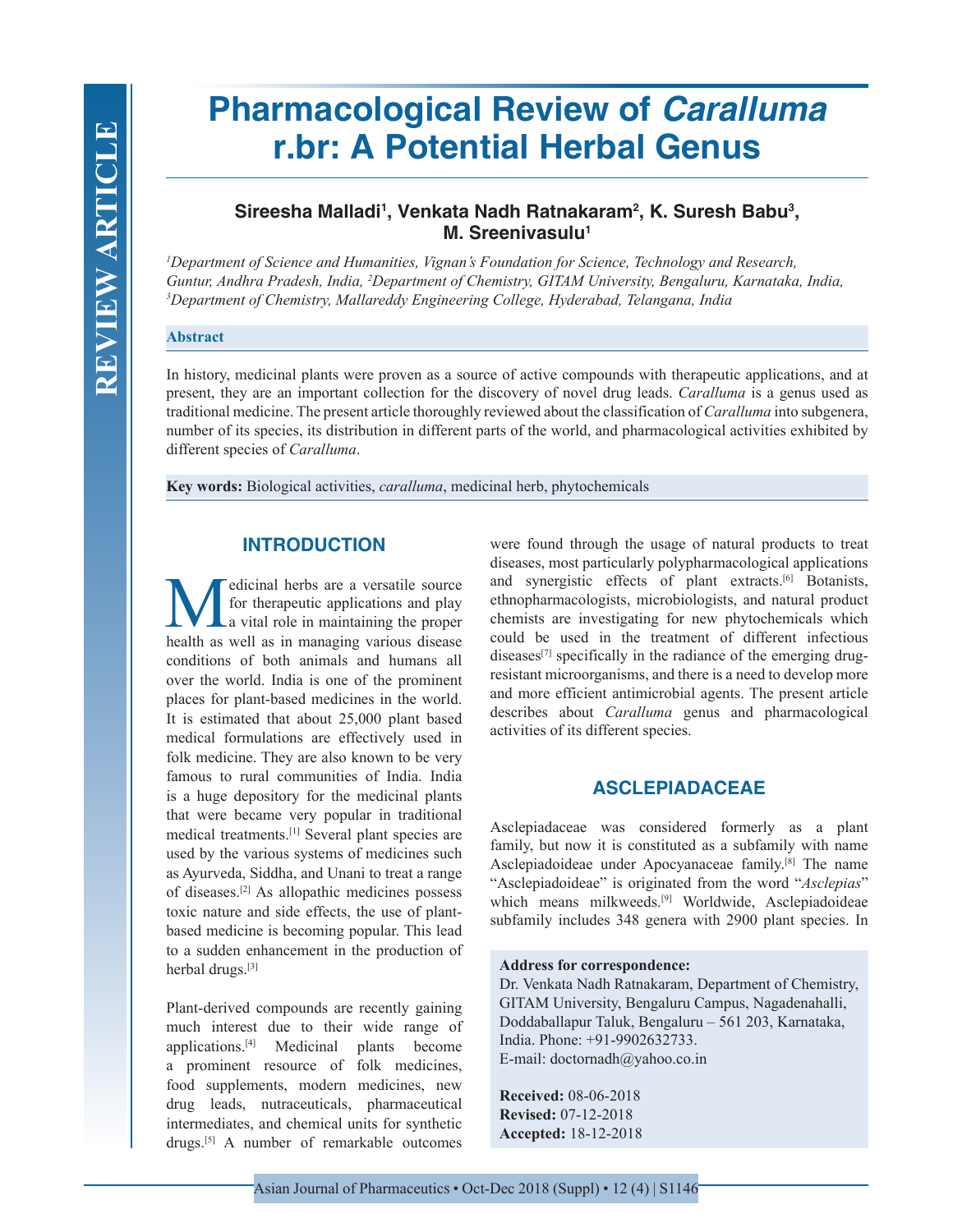REVIEW ARTICLE

# Pharmacological Review of *Caralluma* r.br: A Potential Herbal Genus

**Sireesha Malladi[1], Venkata Nadh Ratnakaram[2], K. Suresh Babu[3], M. Sreenivasulu[1]**

*[1]Department of Science and Humanities, Vignan's Foundation for Science, Technology and Research, Guntur, Andhra Pradesh, India, [2]Department of Chemistry, GITAM University, Bengaluru, Karnataka, India, [3]Department of Chemistry, Mallareddy Engineering College, Hyderabad, Telangana, India*

### Abstract

In history, medicinal plants were proven as a source of active compounds with therapeutic applications, and at present, they are an important collection for the discovery of novel drug leads. *Caralluma* is a genus used as traditional medicine. The present article thoroughly reviewed about the classification of *Caralluma* into subgenera, number of its species, its distribution in different parts of the world, and pharmacological activities exhibited by different species of *Caralluma*.

**Key words:** Biological activities, *caralluma*, medicinal herb, phytochemicals

## INTRODUCTION

Medicinal herbs are a versatile source for therapeutic applications and play a vital role in maintaining the proper health as well as in managing various disease conditions of both animals and humans all over the world. India is one of the prominent places for plant-based medicines in the world. It is estimated that about 25,000 plant based medical formulations are effectively used in folk medicine. They are also known to be very famous to rural communities of India. India is a huge depository for the medicinal plants that were became very popular in traditional medical treatments.[1] Several plant species are used by the various systems of medicines such as Ayurveda, Siddha, and Unani to treat a range of diseases.[2] As allopathic medicines possess toxic nature and side effects, the use of plant-based medicine is becoming popular. This lead to a sudden enhancement in the production of herbal drugs.[3]

Plant-derived compounds are recently gaining much interest due to their wide range of applications.[4] Medicinal plants become a prominent resource of folk medicines, food supplements, modern medicines, new drug leads, nutraceuticals, pharmaceutical intermediates, and chemical units for synthetic drugs.[5] A number of remarkable outcomes were found through the usage of natural products to treat diseases, most particularly polypharmacological applications and synergistic effects of plant extracts.[6] Botanists, ethnopharmacologists, microbiologists, and natural product chemists are investigating for new phytochemicals which could be used in the treatment of different infectious diseases[7] specifically in the radiance of the emerging drug-resistant microorganisms, and there is a need to develop more and more efficient antimicrobial agents. The present article describes about *Caralluma* genus and pharmacological activities of its different species.

## ASCLEPIADACEAE

Asclepiadaceae was considered formerly as a plant family, but now it is constituted as a subfamily with name Asclepiadoideae under Apocynaceae family.[8] The name "Asclepiadoideae" is originated from the word "*Asclepias*" which means milkweeds.[9] Worldwide, Asclepiadoideae subfamily includes 348 genera with 2900 plant species. In

**Address for correspondence:**
Dr. Venkata Nadh Ratnakaram, Department of Chemistry, GITAM University, Bengaluru Campus, Nagadenahalli, Doddaballapur Taluk, Bengaluru – 561 203, Karnataka, India. Phone: +91-9902632733.
E-mail: doctornadh@yahoo.co.in

**Received:** 08-06-2018
**Revised:** 07-12-2018
**Accepted:** 18-12-2018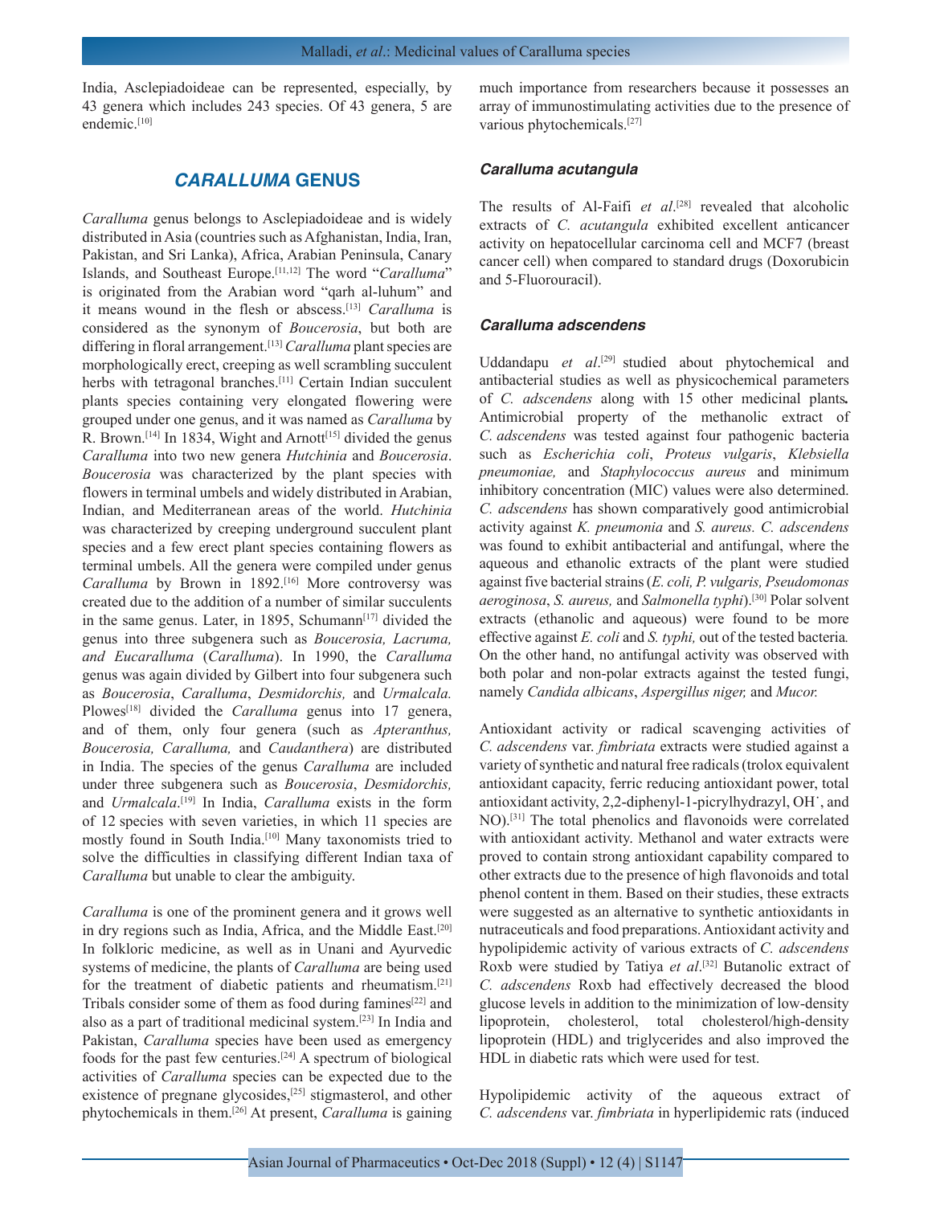India, Asclepiadoideae can be represented, especially, by 43 genera which includes 243 species. Of 43 genera, 5 are endemic.[10]

## *CARALLUMA* GENUS

*Caralluma* genus belongs to Asclepiadoideae and is widely distributed in Asia (countries such as Afghanistan, India, Iran, Pakistan, and Sri Lanka), Africa, Arabian Peninsula, Canary Islands, and Southeast Europe.[11,12] The word "*Caralluma*" is originated from the Arabian word "qarh al-luhum" and it means wound in the flesh or abscess.[13] *Caralluma* is considered as the synonym of *Boucerosia*, but both are differing in floral arrangement.[13] *Caralluma* plant species are morphologically erect, creeping as well scrambling succulent herbs with tetragonal branches.[11] Certain Indian succulent plants species containing very elongated flowering were grouped under one genus, and it was named as *Caralluma* by R. Brown.[14] In 1834, Wight and Arnott[15] divided the genus *Caralluma* into two new genera *Hutchinia* and *Boucerosia*. *Boucerosia* was characterized by the plant species with flowers in terminal umbels and widely distributed in Arabian, Indian, and Mediterranean areas of the world. *Hutchinia* was characterized by creeping underground succulent plant species and a few erect plant species containing flowers as terminal umbels. All the genera were compiled under genus *Caralluma* by Brown in 1892.[16] More controversy was created due to the addition of a number of similar succulents in the same genus. Later, in 1895, Schumann[17] divided the genus into three subgenera such as *Boucerosia, Lacruma, and Eucaralluma* (*Caralluma*). In 1990, the *Caralluma* genus was again divided by Gilbert into four subgenera such as *Boucerosia*, *Caralluma*, *Desmidorchis,* and *Urmalcala.* Plowes[18] divided the *Caralluma* genus into 17 genera, and of them, only four genera (such as *Apteranthus, Boucerosia, Caralluma,* and *Caudanthera*) are distributed in India. The species of the genus *Caralluma* are included under three subgenera such as *Boucerosia*, *Desmidorchis,* and *Urmalcala*.[19] In India, *Caralluma* exists in the form of 12 species with seven varieties, in which 11 species are mostly found in South India.[10] Many taxonomists tried to solve the difficulties in classifying different Indian taxa of *Caralluma* but unable to clear the ambiguity.

*Caralluma* is one of the prominent genera and it grows well in dry regions such as India, Africa, and the Middle East.[20] In folkloric medicine, as well as in Unani and Ayurvedic systems of medicine, the plants of *Caralluma* are being used for the treatment of diabetic patients and rheumatism.[21] Tribals consider some of them as food during famines[22] and also as a part of traditional medicinal system.[23] In India and Pakistan, *Caralluma* species have been used as emergency foods for the past few centuries.[24] A spectrum of biological activities of *Caralluma* species can be expected due to the existence of pregnane glycosides,[25] stigmasterol, and other phytochemicals in them.[26] At present, *Caralluma* is gaining much importance from researchers because it possesses an array of immunostimulating activities due to the presence of various phytochemicals.[27]

### *Caralluma acutangula*

The results of Al-Faifi *et al*.[28] revealed that alcoholic extracts of *C. acutangula* exhibited excellent anticancer activity on hepatocellular carcinoma cell and MCF7 (breast cancer cell) when compared to standard drugs (Doxorubicin and 5-Fluorouracil).

### *Caralluma adscendens*

Uddandapu *et al*.[29] studied about phytochemical and antibacterial studies as well as physicochemical parameters of *C. adscendens* along with 15 other medicinal plants**.** Antimicrobial property of the methanolic extract of *C. adscendens* was tested against four pathogenic bacteria such as *Escherichia coli*, *Proteus vulgaris*, *Klebsiella pneumoniae,* and *Staphylococcus aureus* and minimum inhibitory concentration (MIC) values were also determined. *C. adscendens* has shown comparatively good antimicrobial activity against *K. pneumonia* and *S. aureus. C. adscendens* was found to exhibit antibacterial and antifungal, where the aqueous and ethanolic extracts of the plant were studied against five bacterial strains (*E. coli, P. vulgaris, Pseudomonas aeroginosa*, *S. aureus,* and *Salmonella typhi*).[30] Polar solvent extracts (ethanolic and aqueous) were found to be more effective against *E. coli* and *S. typhi,* out of the tested bacteria*.* On the other hand, no antifungal activity was observed with both polar and non-polar extracts against the tested fungi, namely *Candida albicans*, *Aspergillus niger,* and *Mucor.*

Antioxidant activity or radical scavenging activities of *C. adscendens* var. *fimbriata* extracts were studied against a variety of synthetic and natural free radicals (trolox equivalent antioxidant capacity, ferric reducing antioxidant power, total antioxidant activity, 2,2-diphenyl-1-picrylhydrazyl, $OH^{\cdot}$, and NO).[31] The total phenolics and flavonoids were correlated with antioxidant activity. Methanol and water extracts were proved to contain strong antioxidant capability compared to other extracts due to the presence of high flavonoids and total phenol content in them. Based on their studies, these extracts were suggested as an alternative to synthetic antioxidants in nutraceuticals and food preparations. Antioxidant activity and hypolipidemic activity of various extracts of *C. adscendens* Roxb were studied by Tatiya *et al*.[32] Butanolic extract of *C. adscendens* Roxb had effectively decreased the blood glucose levels in addition to the minimization of low-density lipoprotein, cholesterol, total cholesterol/high-density lipoprotein (HDL) and triglycerides and also improved the HDL in diabetic rats which were used for test.

Hypolipidemic activity of the aqueous extract of *C. adscendens* var. *fimbriata* in hyperlipidemic rats (induced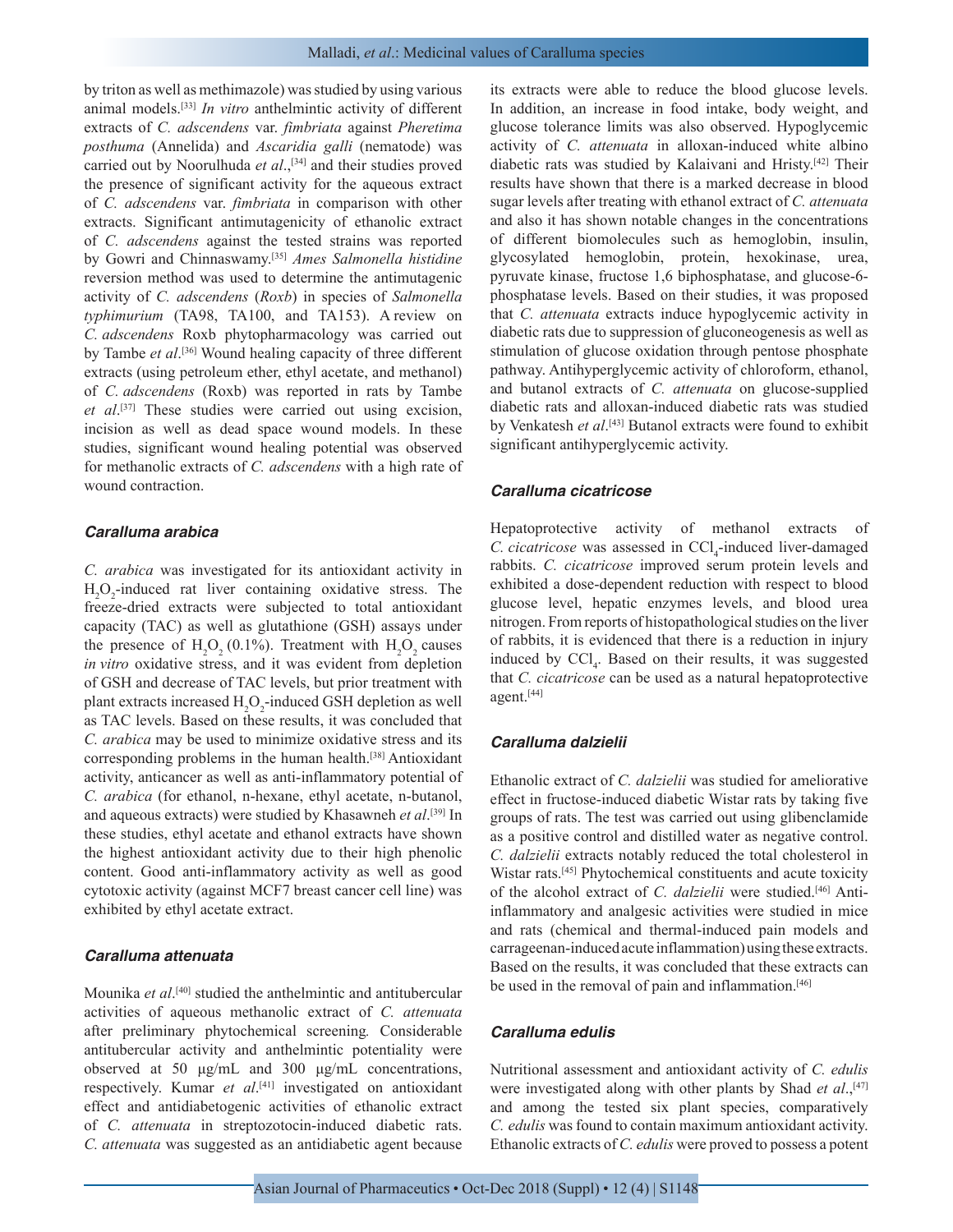by triton as well as methimazole) was studied by using various animal models.[33] *In vitro* anthelmintic activity of different extracts of *C. adscendens* var. *fimbriata* against *Pheretima posthuma* (Annelida) and *Ascaridia galli* (nematode) was carried out by Noorulhuda *et al*.,[34] and their studies proved the presence of significant activity for the aqueous extract of *C. adscendens* var. *fimbriata* in comparison with other extracts. Significant antimutagenicity of ethanolic extract of *C. adscendens* against the tested strains was reported by Gowri and Chinnaswamy.[35] *Ames Salmonella histidine* reversion method was used to determine the antimutagenic activity of *C. adscendens* (*Roxb*) in species of *Salmonella typhimurium* (TA98, TA100, and TA153). A review on *C. adscendens* Roxb phytopharmacology was carried out by Tambe *et al*.[36] Wound healing capacity of three different extracts (using petroleum ether, ethyl acetate, and methanol) of *C. adscendens* (Roxb) was reported in rats by Tambe *et al*.[37] These studies were carried out using excision, incision as well as dead space wound models. In these studies, significant wound healing potential was observed for methanolic extracts of *C. adscendens* with a high rate of wound contraction.

### *Caralluma arabica*

*C. arabica* was investigated for its antioxidant activity in $H_2O_2$-induced rat liver containing oxidative stress. The freeze-dried extracts were subjected to total antioxidant capacity (TAC) as well as glutathione (GSH) assays under the presence of $H_2O_2$ (0.1%). Treatment with $H_2O_2$ causes *in vitro* oxidative stress, and it was evident from depletion of GSH and decrease of TAC levels, but prior treatment with plant extracts increased $H_2O_2$-induced GSH depletion as well as TAC levels. Based on these results, it was concluded that *C. arabica* may be used to minimize oxidative stress and its corresponding problems in the human health.[38] Antioxidant activity, anticancer as well as anti-inflammatory potential of *C. arabica* (for ethanol, n-hexane, ethyl acetate, n-butanol, and aqueous extracts) were studied by Khasawneh *et al*.[39] In these studies, ethyl acetate and ethanol extracts have shown the highest antioxidant activity due to their high phenolic content. Good anti-inflammatory activity as well as good cytotoxic activity (against MCF7 breast cancer cell line) was exhibited by ethyl acetate extract.

### *Caralluma attenuata*

Mounika *et al*.[40] studied the anthelmintic and antitubercular activities of aqueous methanolic extract of *C. attenuata* after preliminary phytochemical screening*.* Considerable antitubercular activity and anthelmintic potentiality were observed at 50 µg/mL and 300 µg/mL concentrations, respectively. Kumar *et al*.[41] investigated on antioxidant effect and antidiabetogenic activities of ethanolic extract of *C. attenuata* in streptozotocin-induced diabetic rats. *C. attenuata* was suggested as an antidiabetic agent because its extracts were able to reduce the blood glucose levels. In addition, an increase in food intake, body weight, and glucose tolerance limits was also observed. Hypoglycemic activity of *C. attenuata* in alloxan-induced white albino diabetic rats was studied by Kalaivani and Hristy.[42] Their results have shown that there is a marked decrease in blood sugar levels after treating with ethanol extract of *C. attenuata* and also it has shown notable changes in the concentrations of different biomolecules such as hemoglobin, insulin, glycosylated hemoglobin, protein, hexokinase, urea, pyruvate kinase, fructose 1,6 biphosphatase, and glucose-6-phosphatase levels. Based on their studies, it was proposed that *C. attenuata* extracts induce hypoglycemic activity in diabetic rats due to suppression of gluconeogenesis as well as stimulation of glucose oxidation through pentose phosphate pathway. Antihyperglycemic activity of chloroform, ethanol, and butanol extracts of *C. attenuata* on glucose-supplied diabetic rats and alloxan-induced diabetic rats was studied by Venkatesh *et al*.[43] Butanol extracts were found to exhibit significant antihyperglycemic activity.

### *Caralluma cicatricose*

Hepatoprotective activity of methanol extracts of *C. cicatricose* was assessed in $CCl_4$-induced liver-damaged rabbits. *C. cicatricose* improved serum protein levels and exhibited a dose-dependent reduction with respect to blood glucose level, hepatic enzymes levels, and blood urea nitrogen. From reports of histopathological studies on the liver of rabbits, it is evidenced that there is a reduction in injury induced by $CCl_4$. Based on their results, it was suggested that *C. cicatricose* can be used as a natural hepatoprotective agent.[44]

### *Caralluma dalzielii*

Ethanolic extract of *C. dalzielii* was studied for ameliorative effect in fructose-induced diabetic Wistar rats by taking five groups of rats. The test was carried out using glibenclamide as a positive control and distilled water as negative control. *C. dalzielii* extracts notably reduced the total cholesterol in Wistar rats.[45] Phytochemical constituents and acute toxicity of the alcohol extract of *C. dalzielii* were studied.[46] Anti-inflammatory and analgesic activities were studied in mice and rats (chemical and thermal-induced pain models and carrageenan-induced acute inflammation) using these extracts. Based on the results, it was concluded that these extracts can be used in the removal of pain and inflammation.[46]

### *Caralluma edulis*

Nutritional assessment and antioxidant activity of *C. edulis* were investigated along with other plants by Shad *et al*.,[47] and among the tested six plant species, comparatively *C. edulis* was found to contain maximum antioxidant activity. Ethanolic extracts of *C. edulis* were proved to possess a potent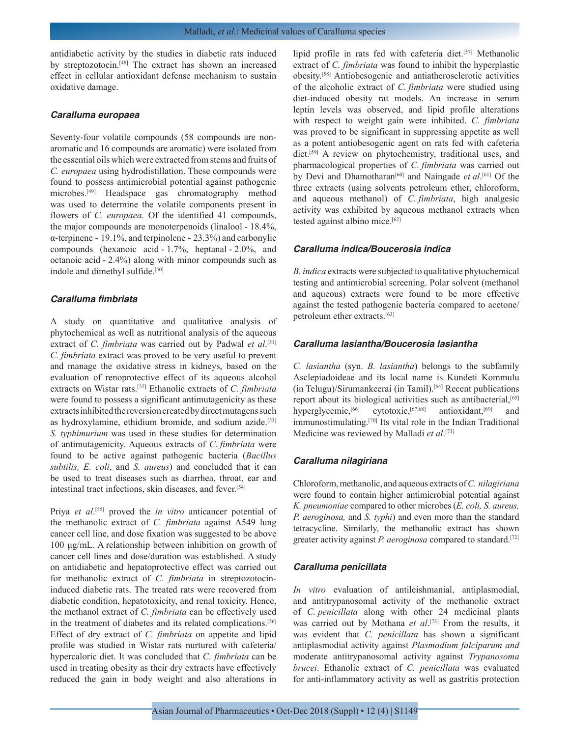antidiabetic activity by the studies in diabetic rats induced by streptozotocin.[48] The extract has shown an increased effect in cellular antioxidant defense mechanism to sustain oxidative damage.

### *Caralluma europaea*

Seventy-four volatile compounds (58 compounds are non-aromatic and 16 compounds are aromatic) were isolated from the essential oils which were extracted from stems and fruits of *C. europaea* using hydrodistillation. These compounds were found to possess antimicrobial potential against pathogenic microbes.[49] Headspace gas chromatography method was used to determine the volatile components present in flowers of *C. europaea.* Of the identified 41 compounds, the major compounds are monoterpenoids (linalool - 18.4%, α-terpinene - 19.1%, and terpinolene - 23.3%) and carbonylic compounds (hexanoic acid - 1.7%, heptanal - 2.0%, and octanoic acid - 2.4%) along with minor compounds such as indole and dimethyl sulfide.[50]

### *Caralluma fimbriata*

A study on quantitative and qualitative analysis of phytochemical as well as nutritional analysis of the aqueous extract of *C. fimbriata* was carried out by Padwal *et al*.[51] *C. fimbriata* extract was proved to be very useful to prevent and manage the oxidative stress in kidneys, based on the evaluation of renoprotective effect of its aqueous alcohol extracts on Wistar rats.[52] Ethanolic extracts of *C. fimbriata* were found to possess a significant antimutagenicity as these extracts inhibited the reversion created by direct mutagens such as hydroxylamine, ethidium bromide, and sodium azide.[53] *S. typhimurium* was used in these studies for determination of antimutagenicity. Aqueous extracts of *C. fimbriata* were found to be active against pathogenic bacteria (*Bacillus subtilis, E. coli*, and *S. aureus*) and concluded that it can be used to treat diseases such as diarrhea, throat, ear and intestinal tract infections, skin diseases, and fever.[54]

Priya *et al*.[55] proved the *in vitro* anticancer potential of the methanolic extract of *C. fimbriata* against A549 lung cancer cell line, and dose fixation was suggested to be above 100 µg/mL. A relationship between inhibition on growth of cancer cell lines and dose/duration was established. A study on antidiabetic and hepatoprotective effect was carried out for methanolic extract of *C. fimbriata* in streptozotocin-induced diabetic rats. The treated rats were recovered from diabetic condition, hepatotoxicity, and renal toxicity. Hence, the methanol extract of *C. fimbriata* can be effectively used in the treatment of diabetes and its related complications.[56] Effect of dry extract of *C. fimbriata* on appetite and lipid profile was studied in Wistar rats nurtured with cafeteria/hypercaloric diet. It was concluded that *C. fimbriata* can be used in treating obesity as their dry extracts have effectively reduced the gain in body weight and also alterations in lipid profile in rats fed with cafeteria diet.[57] Methanolic extract of *C. fimbriata* was found to inhibit the hyperplastic obesity.[58] Antiobesogenic and antiatherosclerotic activities of the alcoholic extract of *C. fimbriata* were studied using diet-induced obesity rat models. An increase in serum leptin levels was observed, and lipid profile alterations with respect to weight gain were inhibited. *C. fimbriata* was proved to be significant in suppressing appetite as well as a potent antiobesogenic agent on rats fed with cafeteria diet.[59] A review on phytochemistry, traditional uses, and pharmacological properties of *C. fimbriata* was carried out by Devi and Dhamotharan[60] and Naingade *et al*.[61] Of the three extracts (using solvents petroleum ether, chloroform, and aqueous methanol) of *C. fimbriata*, high analgesic activity was exhibited by aqueous methanol extracts when tested against albino mice.[62]

### *Caralluma indica/Boucerosia indica*

*B. indica* extracts were subjected to qualitative phytochemical testing and antimicrobial screening. Polar solvent (methanol and aqueous) extracts were found to be more effective against the tested pathogenic bacteria compared to acetone/petroleum ether extracts.[63]

### *Caralluma lasiantha/Boucerosia lasiantha*

*C. lasiantha* (syn. *B. lasiantha*) belongs to the subfamily Asclepiadoideae and its local name is Kundeti Kommulu (in Telugu)/Sirumankeerai (in Tamil).[64] Recent publications report about its biological activities such as antibacterial,[65] hyperglycemic,[66] cytotoxic,[67,68] antioxidant,[69] and immunostimulating.[70] Its vital role in the Indian Traditional Medicine was reviewed by Malladi *et al*.[71]

### *Caralluma nilagiriana*

Chloroform, methanolic, and aqueous extracts of *C. nilagiriana* were found to contain higher antimicrobial potential against *K. pneumoniae* compared to other microbes (*E. coli, S. aureus, P. aeroginosa,* and *S. typhi*) and even more than the standard tetracycline. Similarly, the methanolic extract has shown greater activity against *P. aeroginosa* compared to standard.[72]

### *Caralluma penicillata*

*In vitro* evaluation of antileishmanial, antiplasmodial, and antitrypanosomal activity of the methanolic extract of *C. penicillata* along with other 24 medicinal plants was carried out by Mothana *et al*.[73] From the results, it was evident that *C. penicillata* has shown a significant antiplasmodial activity against *Plasmodium falciparum and* moderate antitrypanosomal activity against *Trypanosoma brucei*. Ethanolic extract of *C. penicillata* was evaluated for anti-inflammatory activity as well as gastritis protection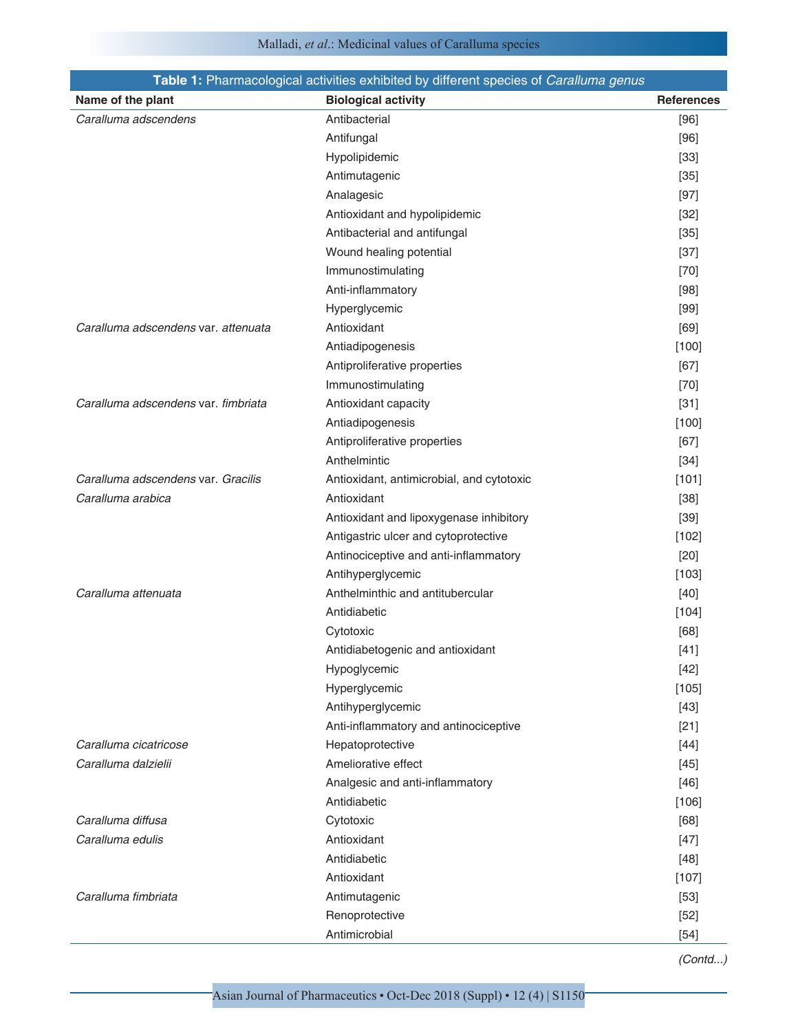**Table 1:** Pharmacological activities exhibited by different species of *Caralluma genus*

| Name of the plant | Biological activity | References |
|---|---|---|
| *Caralluma adscendens* | Antibacterial | [96] |
| | Antifungal | [96] |
| | Hypolipidemic | [33] |
| | Antimutagenic | [35] |
| | Analagesic | [97] |
| | Antioxidant and hypolipidemic | [32] |
| | Antibacterial and antifungal | [35] |
| | Wound healing potential | [37] |
| | Immunostimulating | [70] |
| | Anti-inflammatory | [98] |
| | Hyperglycemic | [99] |
| *Caralluma adscendens* var. *attenuata* | Antioxidant | [69] |
| | Antiadipogenesis | [100] |
| | Antiproliferative properties | [67] |
| | Immunostimulating | [70] |
| *Caralluma adscendens* var. *fimbriata* | Antioxidant capacity | [31] |
| | Antiadipogenesis | [100] |
| | Antiproliferative properties | [67] |
| | Anthelmintic | [34] |
| *Caralluma adscendens* var. *Gracilis* | Antioxidant, antimicrobial, and cytotoxic | [101] |
| *Caralluma arabica* | Antioxidant | [38] |
| | Antioxidant and lipoxygenase inhibitory | [39] |
| | Antigastric ulcer and cytoprotective | [102] |
| | Antinociceptive and anti-inflammatory | [20] |
| | Antihyperglycemic | [103] |
| *Caralluma attenuata* | Anthelminthic and antitubercular | [40] |
| | Antidiabetic | [104] |
| | Cytotoxic | [68] |
| | Antidiabetogenic and antioxidant | [41] |
| | Hypoglycemic | [42] |
| | Hyperglycemic | [105] |
| | Antihyperglycemic | [43] |
| | Anti-inflammatory and antinociceptive | [21] |
| *Caralluma cicatricose* | Hepatoprotective | [44] |
| *Caralluma dalzielii* | Ameliorative effect | [45] |
| | Analgesic and anti-inflammatory | [46] |
| | Antidiabetic | [106] |
| *Caralluma diffusa* | Cytotoxic | [68] |
| *Caralluma edulis* | Antioxidant | [47] |
| | Antidiabetic | [48] |
| | Antioxidant | [107] |
| *Caralluma fimbriata* | Antimutagenic | [53] |
| | Renoprotective | [52] |
| | Antimicrobial | [54] |

*(Contd...)*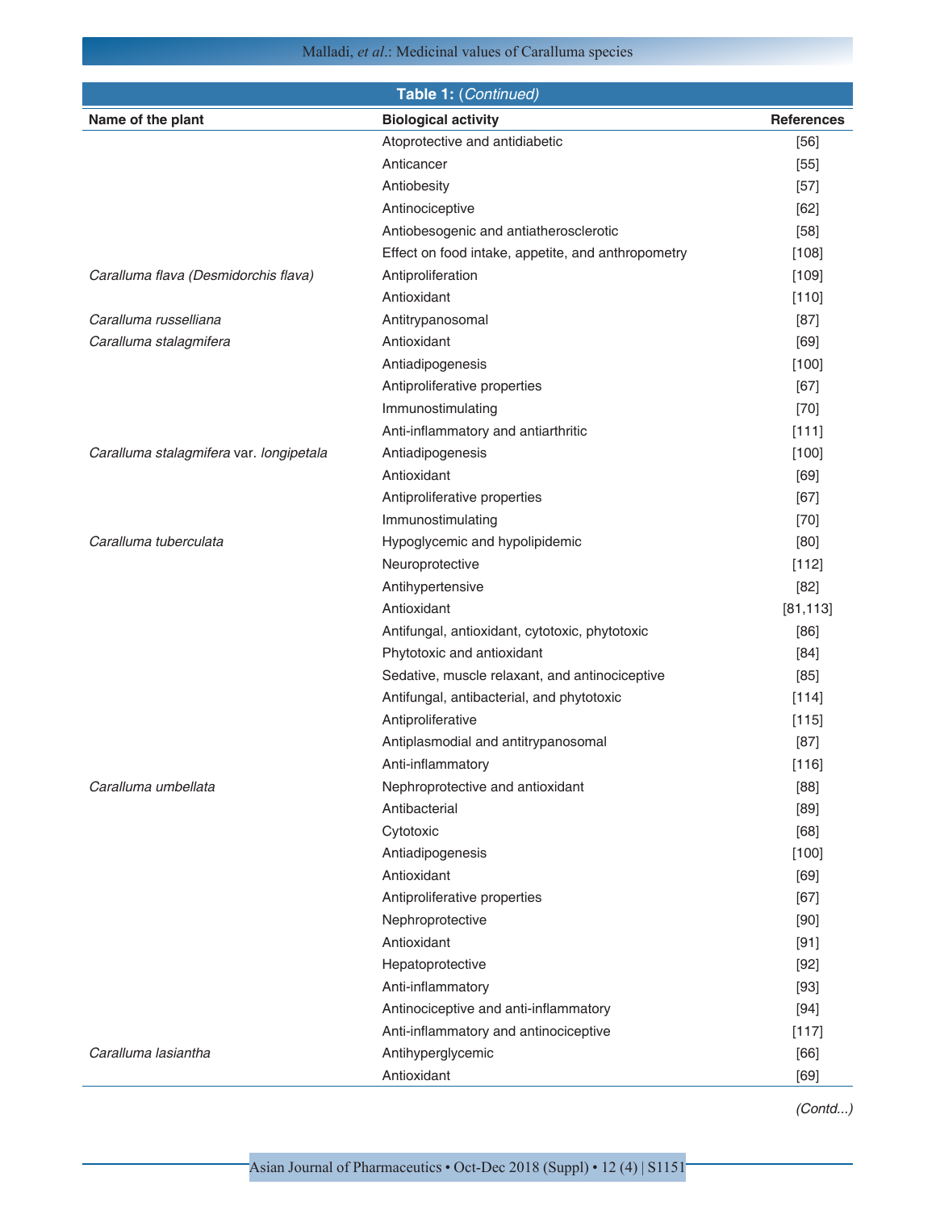**Table 1:** *(Continued)*

| Name of the plant | Biological activity | References |
|---|---|---|
| | Atoprotective and antidiabetic | [56] |
| | Anticancer | [55] |
| | Antiobesity | [57] |
| | Antinociceptive | [62] |
| | Antiobesogenic and antiatherosclerotic | [58] |
| | Effect on food intake, appetite, and anthropometry | [108] |
| *Caralluma flava (Desmidorchis flava)* | Antiproliferation | [109] |
| | Antioxidant | [110] |
| *Caralluma russelliana* | Antitrypanosomal | [87] |
| *Caralluma stalagmifera* | Antioxidant | [69] |
| | Antiadipogenesis | [100] |
| | Antiproliferative properties | [67] |
| | Immunostimulating | [70] |
| | Anti-inflammatory and antiarthritic | [111] |
| *Caralluma stalagmifera* var. *longipetala* | Antiadipogenesis | [100] |
| | Antioxidant | [69] |
| | Antiproliferative properties | [67] |
| | Immunostimulating | [70] |
| *Caralluma tuberculata* | Hypoglycemic and hypolipidemic | [80] |
| | Neuroprotective | [112] |
| | Antihypertensive | [82] |
| | Antioxidant | [81,113] |
| | Antifungal, antioxidant, cytotoxic, phytotoxic | [86] |
| | Phytotoxic and antioxidant | [84] |
| | Sedative, muscle relaxant, and antinociceptive | [85] |
| | Antifungal, antibacterial, and phytotoxic | [114] |
| | Antiproliferative | [115] |
| | Antiplasmodial and antitrypanosomal | [87] |
| | Anti-inflammatory | [116] |
| *Caralluma umbellata* | Nephroprotective and antioxidant | [88] |
| | Antibacterial | [89] |
| | Cytotoxic | [68] |
| | Antiadipogenesis | [100] |
| | Antioxidant | [69] |
| | Antiproliferative properties | [67] |
| | Nephroprotective | [90] |
| | Antioxidant | [91] |
| | Hepatoprotective | [92] |
| | Anti-inflammatory | [93] |
| | Antinociceptive and anti-inflammatory | [94] |
| | Anti-inflammatory and antinociceptive | [117] |
| *Caralluma lasiantha* | Antihyperglycemic | [66] |
| | Antioxidant | [69] |

*(Contd...)*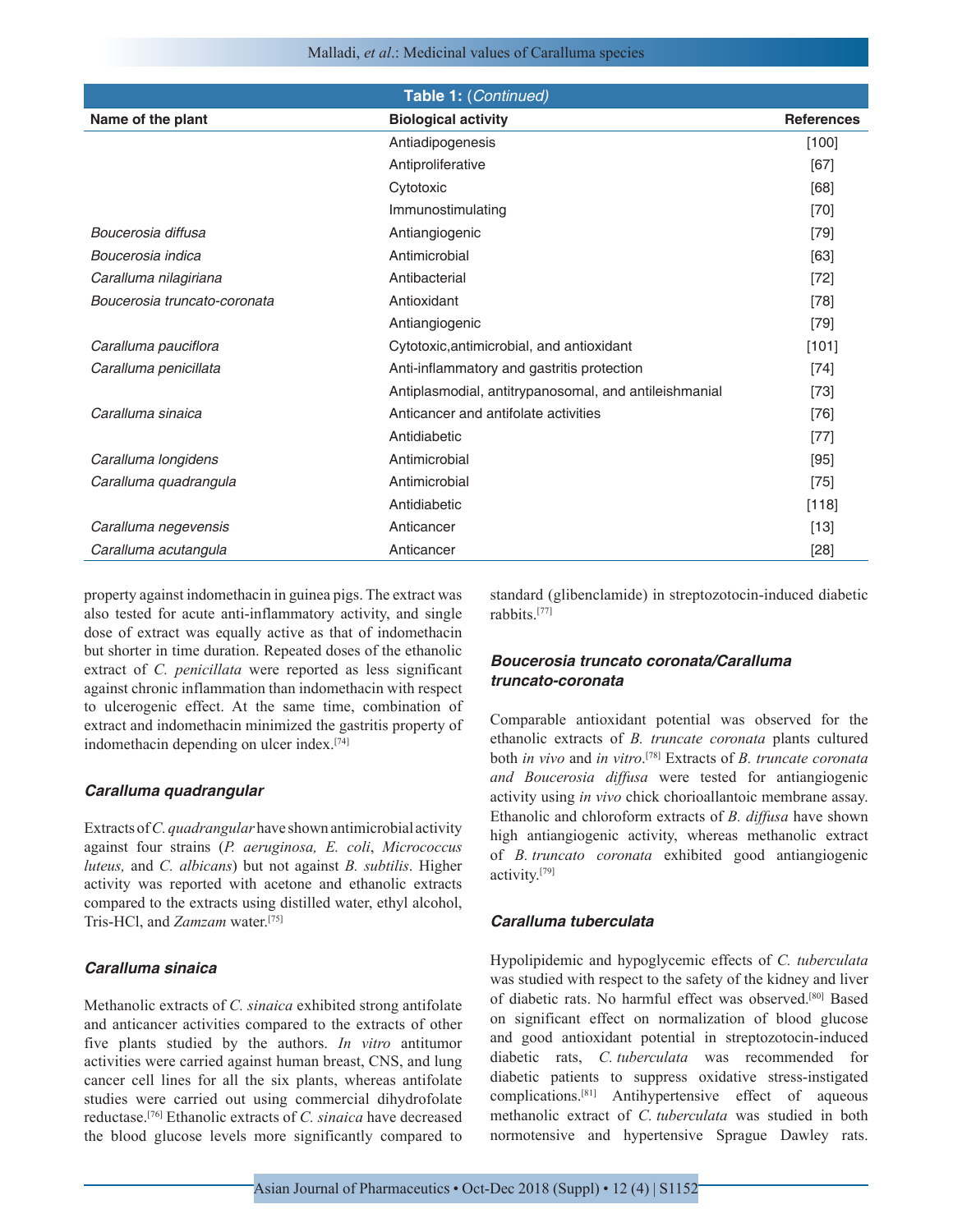**Table 1:** (*Continued*)

| Name of the plant | Biological activity | References |
|---|---|---|
| | Antiadipogenesis | [100] |
| | Antiproliferative | [67] |
| | Cytotoxic | [68] |
| | Immunostimulating | [70] |
| *Boucerosia diffusa* | Antiangiogenic | [79] |
| *Boucerosia indica* | Antimicrobial | [63] |
| *Caralluma nilagiriana* | Antibacterial | [72] |
| *Boucerosia truncato-coronata* | Antioxidant | [78] |
| | Antiangiogenic | [79] |
| *Caralluma pauciflora* | Cytotoxic,antimicrobial, and antioxidant | [101] |
| *Caralluma penicillata* | Anti-inflammatory and gastritis protection | [74] |
| | Antiplasmodial, antitrypanosomal, and antileishmanial | [73] |
| *Caralluma sinaica* | Anticancer and antifolate activities | [76] |
| | Antidiabetic | [77] |
| *Caralluma longidens* | Antimicrobial | [95] |
| *Caralluma quadrangula* | Antimicrobial | [75] |
| | Antidiabetic | [118] |
| *Caralluma negevensis* | Anticancer | [13] |
| *Caralluma acutangula* | Anticancer | [28] |

property against indomethacin in guinea pigs. The extract was also tested for acute anti-inflammatory activity, and single dose of extract was equally active as that of indomethacin but shorter in time duration. Repeated doses of the ethanolic extract of *C. penicillata* were reported as less significant against chronic inflammation than indomethacin with respect to ulcerogenic effect. At the same time, combination of extract and indomethacin minimized the gastritis property of indomethacin depending on ulcer index.[74]

### *Caralluma quadrangular*

Extracts of *C. quadrangular* have shown antimicrobial activity against four strains (*P. aeruginosa, E. coli*, *Micrococcus luteus,* and *C. albicans*) but not against *B. subtilis*. Higher activity was reported with acetone and ethanolic extracts compared to the extracts using distilled water, ethyl alcohol, Tris-HCl, and *Zamzam* water.[75]

### *Caralluma sinaica*

Methanolic extracts of *C. sinaica* exhibited strong antifolate and anticancer activities compared to the extracts of other five plants studied by the authors. *In vitro* antitumor activities were carried against human breast, CNS, and lung cancer cell lines for all the six plants, whereas antifolate studies were carried out using commercial dihydrofolate reductase.[76] Ethanolic extracts of *C. sinaica* have decreased the blood glucose levels more significantly compared to standard (glibenclamide) in streptozotocin-induced diabetic rabbits.[77]

### *Boucerosia truncato coronata/Caralluma truncato-coronata*

Comparable antioxidant potential was observed for the ethanolic extracts of *B. truncate coronata* plants cultured both *in vivo* and *in vitro*.[78] Extracts of *B. truncate coronata and Boucerosia diffusa* were tested for antiangiogenic activity using *in vivo* chick chorioallantoic membrane assay. Ethanolic and chloroform extracts of *B. diffusa* have shown high antiangiogenic activity, whereas methanolic extract of *B. truncato coronata* exhibited good antiangiogenic activity.[79]

### *Caralluma tuberculata*

Hypolipidemic and hypoglycemic effects of *C. tuberculata* was studied with respect to the safety of the kidney and liver of diabetic rats. No harmful effect was observed.[80] Based on significant effect on normalization of blood glucose and good antioxidant potential in streptozotocin-induced diabetic rats, *C. tuberculata* was recommended for diabetic patients to suppress oxidative stress-instigated complications.[81] Antihypertensive effect of aqueous methanolic extract of *C. tuberculata* was studied in both normotensive and hypertensive Sprague Dawley rats.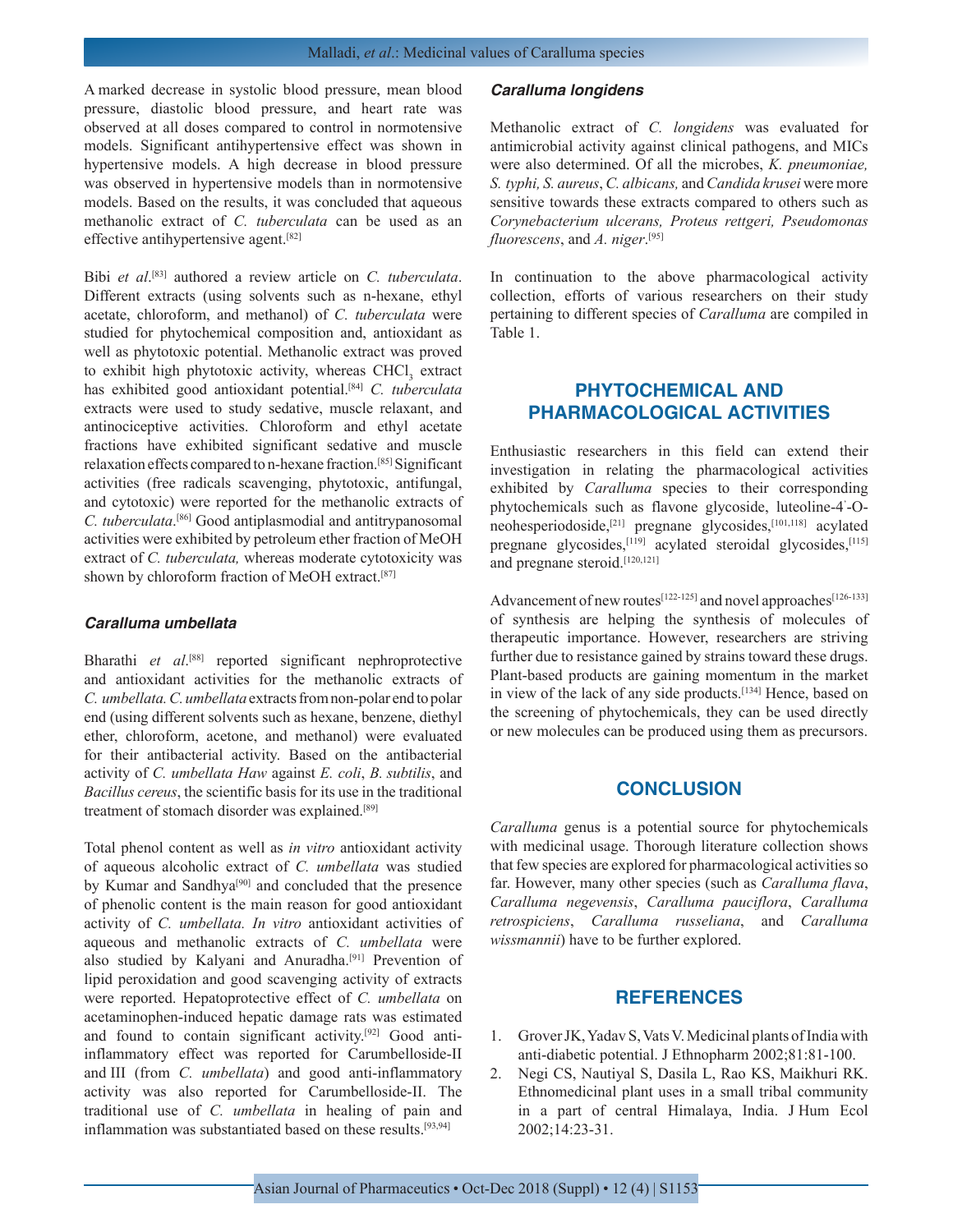A marked decrease in systolic blood pressure, mean blood pressure, diastolic blood pressure, and heart rate was observed at all doses compared to control in normotensive models. Significant antihypertensive effect was shown in hypertensive models. A high decrease in blood pressure was observed in hypertensive models than in normotensive models. Based on the results, it was concluded that aqueous methanolic extract of *C. tuberculata* can be used as an effective antihypertensive agent.[82]

Bibi *et al*.[83] authored a review article on *C. tuberculata*. Different extracts (using solvents such as n-hexane, ethyl acetate, chloroform, and methanol) of *C. tuberculata* were studied for phytochemical composition and, antioxidant as well as phytotoxic potential. Methanolic extract was proved to exhibit high phytotoxic activity, whereas $CHCl_3$ extract has exhibited good antioxidant potential.[84] *C. tuberculata* extracts were used to study sedative, muscle relaxant, and antinociceptive activities. Chloroform and ethyl acetate fractions have exhibited significant sedative and muscle relaxation effects compared to n-hexane fraction.[85] Significant activities (free radicals scavenging, phytotoxic, antifungal, and cytotoxic) were reported for the methanolic extracts of *C. tuberculata*.[86] Good antiplasmodial and antitrypanosomal activities were exhibited by petroleum ether fraction of MeOH extract of *C. tuberculata,* whereas moderate cytotoxicity was shown by chloroform fraction of MeOH extract.[87]

### *Caralluma umbellata*

Bharathi *et al*.[88] reported significant nephroprotective and antioxidant activities for the methanolic extracts of *C. umbellata. C. umbellata* extracts from non-polar end to polar end (using different solvents such as hexane, benzene, diethyl ether, chloroform, acetone, and methanol) were evaluated for their antibacterial activity. Based on the antibacterial activity of *C. umbellata Haw* against *E. coli*, *B. subtilis*, and *Bacillus cereus*, the scientific basis for its use in the traditional treatment of stomach disorder was explained.[89]

Total phenol content as well as *in vitro* antioxidant activity of aqueous alcoholic extract of *C. umbellata* was studied by Kumar and Sandhya[90] and concluded that the presence of phenolic content is the main reason for good antioxidant activity of *C. umbellata. In vitro* antioxidant activities of aqueous and methanolic extracts of *C. umbellata* were also studied by Kalyani and Anuradha.[91] Prevention of lipid peroxidation and good scavenging activity of extracts were reported. Hepatoprotective effect of *C. umbellata* on acetaminophen-induced hepatic damage rats was estimated and found to contain significant activity.[92] Good anti-inflammatory effect was reported for Carumbelloside-II and III (from *C. umbellata*) and good anti-inflammatory activity was also reported for Carumbelloside-II. The traditional use of *C. umbellata* in healing of pain and inflammation was substantiated based on these results.[93,94]

### *Caralluma longidens*

Methanolic extract of *C. longidens* was evaluated for antimicrobial activity against clinical pathogens, and MICs were also determined. Of all the microbes, *K. pneumoniae, S. typhi, S. aureus*, *C. albicans,* and *Candida krusei* were more sensitive towards these extracts compared to others such as *Corynebacterium ulcerans, Proteus rettgeri, Pseudomonas fluorescens*, and *A. niger*.[95]

In continuation to the above pharmacological activity collection, efforts of various researchers on their study pertaining to different species of *Caralluma* are compiled in Table 1.

## PHYTOCHEMICAL AND PHARMACOLOGICAL ACTIVITIES

Enthusiastic researchers in this field can extend their investigation in relating the pharmacological activities exhibited by *Caralluma* species to their corresponding phytochemicals such as flavone glycoside, luteoline-4'-O-neohesperiodoside,[21] pregnane glycosides,[101,118] acylated pregnane glycosides,[119] acylated steroidal glycosides,[115] and pregnane steroid.[120,121]

Advancement of new routes[122-125] and novel approaches[126-133] of synthesis are helping the synthesis of molecules of therapeutic importance. However, researchers are striving further due to resistance gained by strains toward these drugs. Plant-based products are gaining momentum in the market in view of the lack of any side products.[134] Hence, based on the screening of phytochemicals, they can be used directly or new molecules can be produced using them as precursors.

## CONCLUSION

*Caralluma* genus is a potential source for phytochemicals with medicinal usage. Thorough literature collection shows that few species are explored for pharmacological activities so far. However, many other species (such as *Caralluma flava*, *Caralluma negevensis*, *Caralluma pauciflora*, *Caralluma retrospiciens*, *Caralluma russeliana*, and *Caralluma wissmannii*) have to be further explored.

## REFERENCES

1. Grover JK, Yadav S, Vats V. Medicinal plants of India with anti-diabetic potential. J Ethnopharm 2002;81:81-100.
2. Negi CS, Nautiyal S, Dasila L, Rao KS, Maikhuri RK. Ethnomedicinal plant uses in a small tribal community in a part of central Himalaya, India. J Hum Ecol 2002;14:23-31.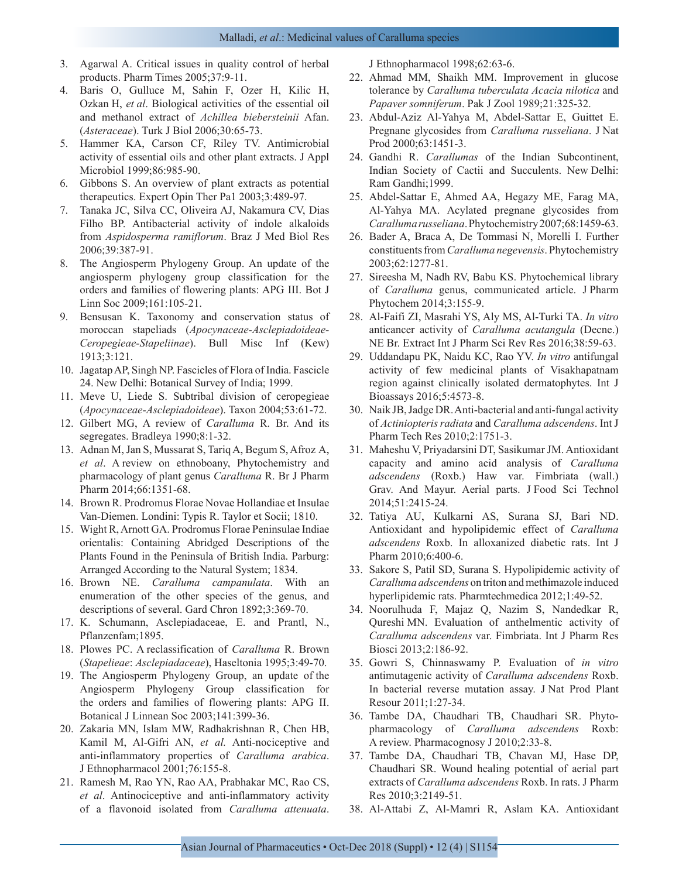3. Agarwal A. Critical issues in quality control of herbal products. Pharm Times 2005;37:9-11.
4. Baris O, Gulluce M, Sahin F, Ozer H, Kilic H, Ozkan H, *et al*. Biological activities of the essential oil and methanol extract of *Achillea biebersteinii* Afan. (*Asteraceae*). Turk J Biol 2006;30:65-73.
5. Hammer KA, Carson CF, Riley TV. Antimicrobial activity of essential oils and other plant extracts. J Appl Microbiol 1999;86:985-90.
6. Gibbons S. An overview of plant extracts as potential therapeutics. Expert Opin Ther Pa1 2003;3:489-97.
7. Tanaka JC, Silva CC, Oliveira AJ, Nakamura CV, Dias Filho BP. Antibacterial activity of indole alkaloids from *Aspidosperma ramiflorum*. Braz J Med Biol Res 2006;39:387-91.
8. The Angiosperm Phylogeny Group. An update of the angiosperm phylogeny group classification for the orders and families of flowering plants: APG III. Bot J Linn Soc 2009;161:105-21.
9. Bensusan K. Taxonomy and conservation status of moroccan stapeliads (*Apocynaceae-Asclepiadoideae-Ceropegieae-Stapeliinae*). Bull Misc Inf (Kew) 1913;3:121.
10. Jagatap AP, Singh NP. Fascicles of Flora of India. Fascicle 24. New Delhi: Botanical Survey of India; 1999.
11. Meve U, Liede S. Subtribal division of ceropegieae (*Apocynaceae-Asclepiadoideae*). Taxon 2004;53:61-72.
12. Gilbert MG, A review of *Caralluma* R. Br. And its segregates. Bradleya 1990;8:1-32.
13. Adnan M, Jan S, Mussarat S, Tariq A, Begum S, Afroz A, *et al*. A review on ethnoboany, Phytochemistry and pharmacology of plant genus *Caralluma* R. Br J Pharm Pharm 2014;66:1351-68.
14. Brown R. Prodromus Florae Novae Hollandiae et Insulae Van-Diemen. Londini: Typis R. Taylor et Socii; 1810.
15. Wight R, Arnott GA. Prodromus Florae Peninsulae Indiae orientalis: Containing Abridged Descriptions of the Plants Found in the Peninsula of British India. Parburg: Arranged According to the Natural System; 1834.
16. Brown NE. *Caralluma campanulata*. With an enumeration of the other species of the genus, and descriptions of several. Gard Chron 1892;3:369-70.
17. K. Schumann, Asclepiadaceae, E. and Prantl, N., Pflanzenfam;1895.
18. Plowes PC. A reclassification of *Caralluma* R. Brown (*Stapelieae*: *Asclepiadaceae*), Haseltonia 1995;3:49-70.
19. The Angiosperm Phylogeny Group, an update of the Angiosperm Phylogeny Group classification for the orders and families of flowering plants: APG II. Botanical J Linnean Soc 2003;141:399-36.
20. Zakaria MN, Islam MW, Radhakrishnan R, Chen HB, Kamil M, Al-Gifri AN, *et al.* Anti-nociceptive and anti-inflammatory properties of *Caralluma arabica*. J Ethnopharmacol 2001;76:155-8.
21. Ramesh M, Rao YN, Rao AA, Prabhakar MC, Rao CS, *et al*. Antinociceptive and anti-inflammatory activity of a flavonoid isolated from *Caralluma attenuata*. J Ethnopharmacol 1998;62:63-6.
22. Ahmad MM, Shaikh MM. Improvement in glucose tolerance by *Caralluma tuberculata Acacia nilotica* and *Papaver somniferum*. Pak J Zool 1989;21:325-32.
23. Abdul-Aziz Al-Yahya M, Abdel-Sattar E, Guittet E. Pregnane glycosides from *Caralluma russeliana*. J Nat Prod 2000;63:1451-3.
24. Gandhi R. *Carallumas* of the Indian Subcontinent, Indian Society of Cactii and Succulents. New Delhi: Ram Gandhi;1999.
25. Abdel-Sattar E, Ahmed AA, Hegazy ME, Farag MA, Al-Yahya MA. Acylated pregnane glycosides from *Caralluma russeliana*. Phytochemistry 2007;68:1459-63.
26. Bader A, Braca A, De Tommasi N, Morelli I. Further constituents from *Caralluma negevensis*. Phytochemistry 2003;62:1277-81.
27. Sireesha M, Nadh RV, Babu KS. Phytochemical library of *Caralluma* genus, communicated article. J Pharm Phytochem 2014;3:155-9.
28. Al-Faifi ZI, Masrahi YS, Aly MS, Al-Turki TA. *In vitro* anticancer activity of *Caralluma acutangula* (Decne.) NE Br. Extract Int J Pharm Sci Rev Res 2016;38:59-63.
29. Uddandapu PK, Naidu KC, Rao YV. *In vitro* antifungal activity of few medicinal plants of Visakhapatnam region against clinically isolated dermatophytes. Int J Bioassays 2016;5:4573-8.
30. Naik JB, Jadge DR. Anti-bacterial and anti-fungal activity of *Actiniopteris radiata* and *Caralluma adscendens*. Int J Pharm Tech Res 2010;2:1751-3.
31. Maheshu V, Priyadarsini DT, Sasikumar JM. Antioxidant capacity and amino acid analysis of *Caralluma adscendens* (Roxb.) Haw var. Fimbriata (wall.) Grav. And Mayur. Aerial parts. J Food Sci Technol 2014;51:2415-24.
32. Tatiya AU, Kulkarni AS, Surana SJ, Bari ND. Antioxidant and hypolipidemic effect of *Caralluma adscendens* Roxb. In alloxanized diabetic rats. Int J Pharm 2010;6:400-6.
33. Sakore S, Patil SD, Surana S. Hypolipidemic activity of *Caralluma adscendens* on triton and methimazole induced hyperlipidemic rats. Pharmtechmedica 2012;1:49-52.
34. Noorulhuda F, Majaz Q, Nazim S, Nandedkar R, Qureshi MN. Evaluation of anthelmentic activity of *Caralluma adscendens* var. Fimbriata. Int J Pharm Res Biosci 2013;2:186-92.
35. Gowri S, Chinnaswamy P. Evaluation of *in vitro* antimutagenic activity of *Caralluma adscendens* Roxb. In bacterial reverse mutation assay. J Nat Prod Plant Resour 2011;1:27-34.
36. Tambe DA, Chaudhari TB, Chaudhari SR. Phyto-pharmacology of *Caralluma adscendens* Roxb: A review. Pharmacognosy J 2010;2:33-8.
37. Tambe DA, Chaudhari TB, Chavan MJ, Hase DP, Chaudhari SR. Wound healing potential of aerial part extracts of *Caralluma adscendens* Roxb. In rats. J Pharm Res 2010;3:2149-51.
38. Al-Attabi Z, Al-Mamri R, Aslam KA. Antioxidant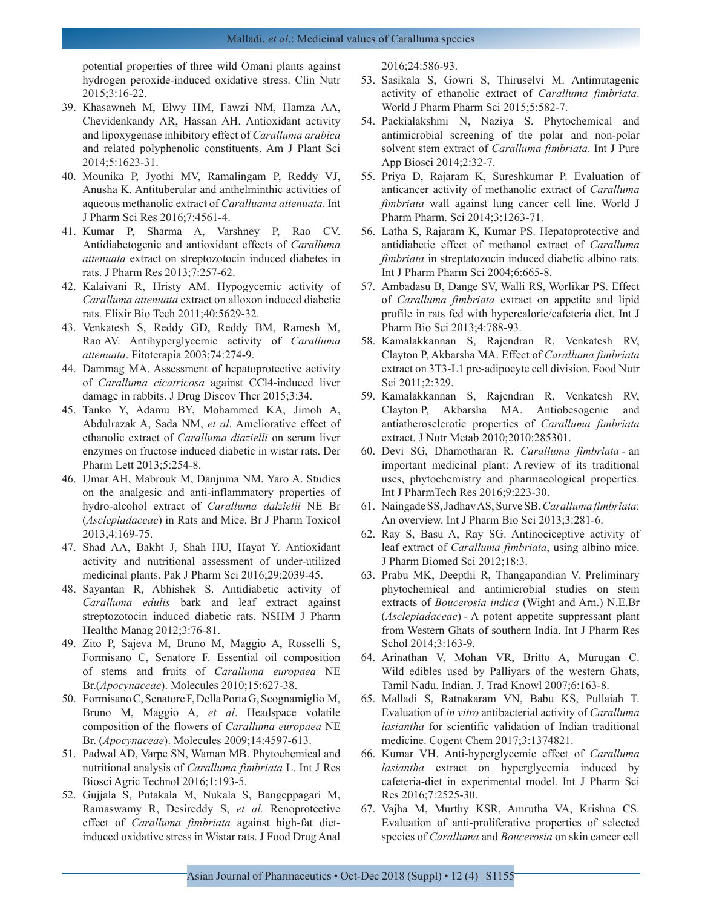potential properties of three wild Omani plants against hydrogen peroxide-induced oxidative stress. Clin Nutr 2015;3:16-22.

39. Khasawneh M, Elwy HM, Fawzi NM, Hamza AA, Chevidenkandy AR, Hassan AH. Antioxidant activity and lipoxygenase inhibitory effect of *Caralluma arabica* and related polyphenolic constituents. Am J Plant Sci 2014;5:1623-31.
40. Mounika P, Jyothi MV, Ramalingam P, Reddy VJ, Anusha K. Antituberular and anthelminthic activities of aqueous methanolic extract of *Caralluama attenuata*. Int J Pharm Sci Res 2016;7:4561-4.
41. Kumar P, Sharma A, Varshney P, Rao CV. Antidiabetogenic and antioxidant effects of *Caralluma attenuata* extract on streptozotocin induced diabetes in rats. J Pharm Res 2013;7:257-62.
42. Kalaivani R, Hristy AM. Hypogycemic activity of *Caralluma attenuata* extract on alloxon induced diabetic rats. Elixir Bio Tech 2011;40:5629-32.
43. Venkatesh S, Reddy GD, Reddy BM, Ramesh M, Rao AV. Antihyperglycemic activity of *Caralluma attenuata*. Fitoterapia 2003;74:274-9.
44. Dammag MA. Assessment of hepatoprotective activity of *Caralluma cicatricosa* against CCl4-induced liver damage in rabbits. J Drug Discov Ther 2015;3:34.
45. Tanko Y, Adamu BY, Mohammed KA, Jimoh A, Abdulrazak A, Sada NM, *et al*. Ameliorative effect of ethanolic extract of *Caralluma diazielli* on serum liver enzymes on fructose induced diabetic in wistar rats. Der Pharm Lett 2013;5:254-8.
46. Umar AH, Mabrouk M, Danjuma NM, Yaro A. Studies on the analgesic and anti-inflammatory properties of hydro-alcohol extract of *Caralluma dalzielii* NE Br (*Asclepiadaceae*) in Rats and Mice. Br J Pharm Toxicol 2013;4:169-75.
47. Shad AA, Bakht J, Shah HU, Hayat Y. Antioxidant activity and nutritional assessment of under-utilized medicinal plants. Pak J Pharm Sci 2016;29:2039-45.
48. Sayantan R, Abhishek S. Antidiabetic activity of *Caralluma edulis* bark and leaf extract against streptozotocin induced diabetic rats. NSHM J Pharm Healthc Manag 2012;3:76-81.
49. Zito P, Sajeva M, Bruno M, Maggio A, Rosselli S, Formisano C, Senatore F. Essential oil composition of stems and fruits of *Caralluma europaea* NE Br.(*Apocynaceae*). Molecules 2010;15:627-38.
50. Formisano C, Senatore F, Della Porta G, Scognamiglio M, Bruno M, Maggio A, *et al*. Headspace volatile composition of the flowers of *Caralluma europaea* NE Br. (*Apocynaceae*). Molecules 2009;14:4597-613.
51. Padwal AD, Varpe SN, Waman MB. Phytochemical and nutritional analysis of *Caralluma fimbriata* L. Int J Res Biosci Agric Technol 2016;1:193-5.
52. Gujjala S, Putakala M, Nukala S, Bangeppagari M, Ramaswamy R, Desireddy S, *et al.* Renoprotective effect of *Caralluma fimbriata* against high-fat diet-induced oxidative stress in Wistar rats. J Food Drug Anal 2016;24:586-93.
53. Sasikala S, Gowri S, Thiruselvi M. Antimutagenic activity of ethanolic extract of *Caralluma fimbriata*. World J Pharm Pharm Sci 2015;5:582-7.
54. Packialakshmi N, Naziya S. Phytochemical and antimicrobial screening of the polar and non-polar solvent stem extract of *Caralluma fimbriata*. Int J Pure App Biosci 2014;2:32-7.
55. Priya D, Rajaram K, Sureshkumar P. Evaluation of anticancer activity of methanolic extract of *Caralluma fimbriata* wall against lung cancer cell line. World J Pharm Pharm. Sci 2014;3:1263-71.
56. Latha S, Rajaram K, Kumar PS. Hepatoprotective and antidiabetic effect of methanol extract of *Caralluma fimbriata* in streptatozocin induced diabetic albino rats. Int J Pharm Pharm Sci 2004;6:665-8.
57. Ambadasu B, Dange SV, Walli RS, Worlikar PS. Effect of *Caralluma fimbriata* extract on appetite and lipid profile in rats fed with hypercalorie/cafeteria diet. Int J Pharm Bio Sci 2013;4:788-93.
58. Kamalakkannan S, Rajendran R, Venkatesh RV, Clayton P, Akbarsha MA. Effect of *Caralluma fimbriata* extract on 3T3-L1 pre-adipocyte cell division. Food Nutr Sci 2011;2:329.
59. Kamalakkannan S, Rajendran R, Venkatesh RV, Clayton P, Akbarsha MA. Antiobesogenic and antiatherosclerotic properties of *Caralluma fimbriata* extract. J Nutr Metab 2010;2010:285301.
60. Devi SG, Dhamotharan R. *Caralluma fimbriata* - an important medicinal plant: A review of its traditional uses, phytochemistry and pharmacological properties. Int J PharmTech Res 2016;9:223-30.
61. Naingade SS, Jadhav AS, Surve SB. *Caralluma fimbriata*: An overview. Int J Pharm Bio Sci 2013;3:281-6.
62. Ray S, Basu A, Ray SG. Antinociceptive activity of leaf extract of *Caralluma fimbriata*, using albino mice. J Pharm Biomed Sci 2012;18:3.
63. Prabu MK, Deepthi R, Thangapandian V. Preliminary phytochemical and antimicrobial studies on stem extracts of *Boucerosia indica* (Wight and Arn.) N.E.Br (*Asclepiadaceae*) - A potent appetite suppressant plant from Western Ghats of southern India. Int J Pharm Res Schol 2014;3:163-9.
64. Arinathan V, Mohan VR, Britto A, Murugan C. Wild edibles used by Palliyars of the western Ghats, Tamil Nadu. Indian. J. Trad Knowl 2007;6:163-8.
65. Malladi S, Ratnakaram VN, Babu KS, Pullaiah T. Evaluation of *in vitro* antibacterial activity of *Caralluma lasiantha* for scientific validation of Indian traditional medicine. Cogent Chem 2017;3:1374821.
66. Kumar VH. Anti-hyperglycemic effect of *Caralluma lasiantha* extract on hyperglycemia induced by cafeteria-diet in experimental model. Int J Pharm Sci Res 2016;7:2525-30.
67. Vajha M, Murthy KSR, Amrutha VA, Krishna CS. Evaluation of anti-proliferative properties of selected species of *Caralluma* and *Boucerosia* on skin cancer cell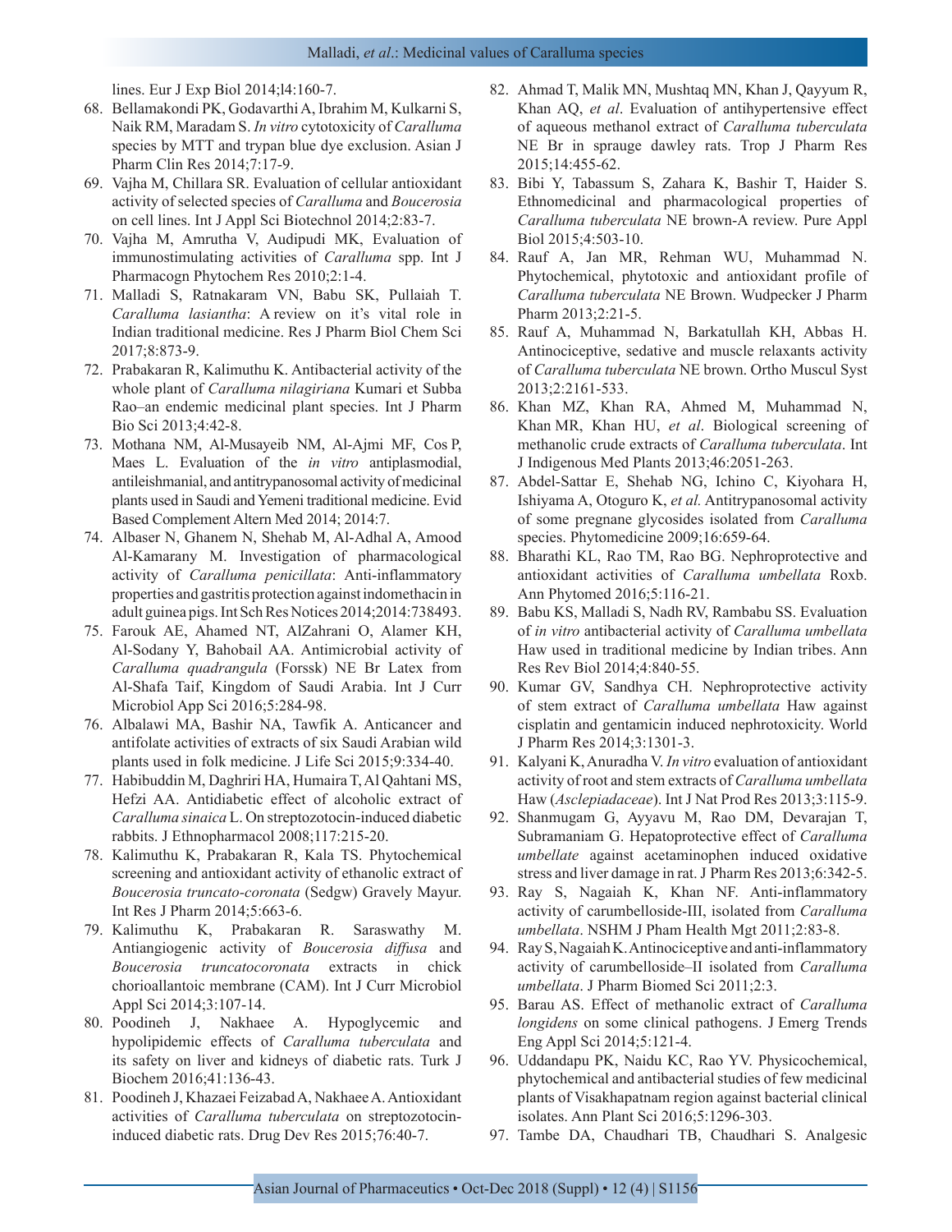lines. Eur J Exp Biol 2014;l4:160-7.

68. Bellamakondi PK, Godavarthi A, Ibrahim M, Kulkarni S, Naik RM, Maradam S. *In vitro* cytotoxicity of *Caralluma* species by MTT and trypan blue dye exclusion. Asian J Pharm Clin Res 2014;7:17-9.
69. Vajha M, Chillara SR. Evaluation of cellular antioxidant activity of selected species of *Caralluma* and *Boucerosia* on cell lines. Int J Appl Sci Biotechnol 2014;2:83-7.
70. Vajha M, Amrutha V, Audipudi MK, Evaluation of immunostimulating activities of *Caralluma* spp. Int J Pharmacogn Phytochem Res 2010;2:1-4.
71. Malladi S, Ratnakaram VN, Babu SK, Pullaiah T. *Caralluma lasiantha*: A review on it's vital role in Indian traditional medicine. Res J Pharm Biol Chem Sci 2017;8:873-9.
72. Prabakaran R, Kalimuthu K. Antibacterial activity of the whole plant of *Caralluma nilagiriana* Kumari et Subba Rao–an endemic medicinal plant species. Int J Pharm Bio Sci 2013;4:42-8.
73. Mothana NM, Al-Musayeib NM, Al-Ajmi MF, Cos P, Maes L. Evaluation of the *in vitro* antiplasmodial, antileishmanial, and antitrypanosomal activity of medicinal plants used in Saudi and Yemeni traditional medicine. Evid Based Complement Altern Med 2014; 2014:7.
74. Albaser N, Ghanem N, Shehab M, Al-Adhal A, Amood Al-Kamarany M. Investigation of pharmacological activity of *Caralluma penicillata*: Anti-inflammatory properties and gastritis protection against indomethacin in adult guinea pigs. Int Sch Res Notices 2014;2014:738493.
75. Farouk AE, Ahamed NT, AlZahrani O, Alamer KH, Al-Sodany Y, Bahobail AA. Antimicrobial activity of *Caralluma quadrangula* (Forssk) NE Br Latex from Al-Shafa Taif, Kingdom of Saudi Arabia. Int J Curr Microbiol App Sci 2016;5:284-98.
76. Albalawi MA, Bashir NA, Tawfik A. Anticancer and antifolate activities of extracts of six Saudi Arabian wild plants used in folk medicine. J Life Sci 2015;9:334-40.
77. Habibuddin M, Daghriri HA, Humaira T, Al Qahtani MS, Hefzi AA. Antidiabetic effect of alcoholic extract of *Caralluma sinaica* L. On streptozotocin-induced diabetic rabbits. J Ethnopharmacol 2008;117:215-20.
78. Kalimuthu K, Prabakaran R, Kala TS. Phytochemical screening and antioxidant activity of ethanolic extract of *Boucerosia truncato-coronata* (Sedgw) Gravely Mayur. Int Res J Pharm 2014;5:663-6.
79. Kalimuthu K, Prabakaran R. Saraswathy M. Antiangiogenic activity of *Boucerosia diffusa* and *Boucerosia truncatocoronata* extracts in chick chorioallantoic membrane (CAM). Int J Curr Microbiol Appl Sci 2014;3:107-14.
80. Poodineh J, Nakhaee A. Hypoglycemic and hypolipidemic effects of *Caralluma tuberculata* and its safety on liver and kidneys of diabetic rats. Turk J Biochem 2016;41:136-43.
81. Poodineh J, Khazaei Feizabad A, Nakhaee A. Antioxidant activities of *Caralluma tuberculata* on streptozotocin-induced diabetic rats. Drug Dev Res 2015;76:40-7.
82. Ahmad T, Malik MN, Mushtaq MN, Khan J, Qayyum R, Khan AQ, *et al*. Evaluation of antihypertensive effect of aqueous methanol extract of *Caralluma tuberculata* NE Br in sprauge dawley rats. Trop J Pharm Res 2015;14:455-62.
83. Bibi Y, Tabassum S, Zahara K, Bashir T, Haider S. Ethnomedicinal and pharmacological properties of *Caralluma tuberculata* NE brown-A review. Pure Appl Biol 2015;4:503-10.
84. Rauf A, Jan MR, Rehman WU, Muhammad N. Phytochemical, phytotoxic and antioxidant profile of *Caralluma tuberculata* NE Brown. Wudpecker J Pharm Pharm 2013;2:21-5.
85. Rauf A, Muhammad N, Barkatullah KH, Abbas H. Antinociceptive, sedative and muscle relaxants activity of *Caralluma tuberculata* NE brown. Ortho Muscul Syst 2013;2:2161-533.
86. Khan MZ, Khan RA, Ahmed M, Muhammad N, Khan MR, Khan HU, *et al*. Biological screening of methanolic crude extracts of *Caralluma tuberculata*. Int J Indigenous Med Plants 2013;46:2051-263.
87. Abdel-Sattar E, Shehab NG, Ichino C, Kiyohara H, Ishiyama A, Otoguro K, *et al.* Antitrypanosomal activity of some pregnane glycosides isolated from *Caralluma* species. Phytomedicine 2009;16:659-64.
88. Bharathi KL, Rao TM, Rao BG. Nephroprotective and antioxidant activities of *Caralluma umbellata* Roxb. Ann Phytomed 2016;5:116-21.
89. Babu KS, Malladi S, Nadh RV, Rambabu SS. Evaluation of *in vitro* antibacterial activity of *Caralluma umbellata* Haw used in traditional medicine by Indian tribes. Ann Res Rev Biol 2014;4:840-55.
90. Kumar GV, Sandhya CH. Nephroprotective activity of stem extract of *Caralluma umbellata* Haw against cisplatin and gentamicin induced nephrotoxicity. World J Pharm Res 2014;3:1301-3.
91. Kalyani K, Anuradha V. *In vitro* evaluation of antioxidant activity of root and stem extracts of *Caralluma umbellata* Haw (*Asclepiadaceae*). Int J Nat Prod Res 2013;3:115-9.
92. Shanmugam G, Ayyavu M, Rao DM, Devarajan T, Subramaniam G. Hepatoprotective effect of *Caralluma umbellate* against acetaminophen induced oxidative stress and liver damage in rat. J Pharm Res 2013;6:342-5.
93. Ray S, Nagaiah K, Khan NF. Anti-inflammatory activity of carumbelloside-III, isolated from *Caralluma umbellata*. NSHM J Pham Health Mgt 2011;2:83-8.
94. Ray S, Nagaiah K. Antinociceptive and anti-inflammatory activity of carumbelloside–II isolated from *Caralluma umbellata*. J Pharm Biomed Sci 2011;2:3.
95. Barau AS. Effect of methanolic extract of *Caralluma longidens* on some clinical pathogens. J Emerg Trends Eng Appl Sci 2014;5:121-4.
96. Uddandapu PK, Naidu KC, Rao YV. Physicochemical, phytochemical and antibacterial studies of few medicinal plants of Visakhapatnam region against bacterial clinical isolates. Ann Plant Sci 2016;5:1296-303.
97. Tambe DA, Chaudhari TB, Chaudhari S. Analgesic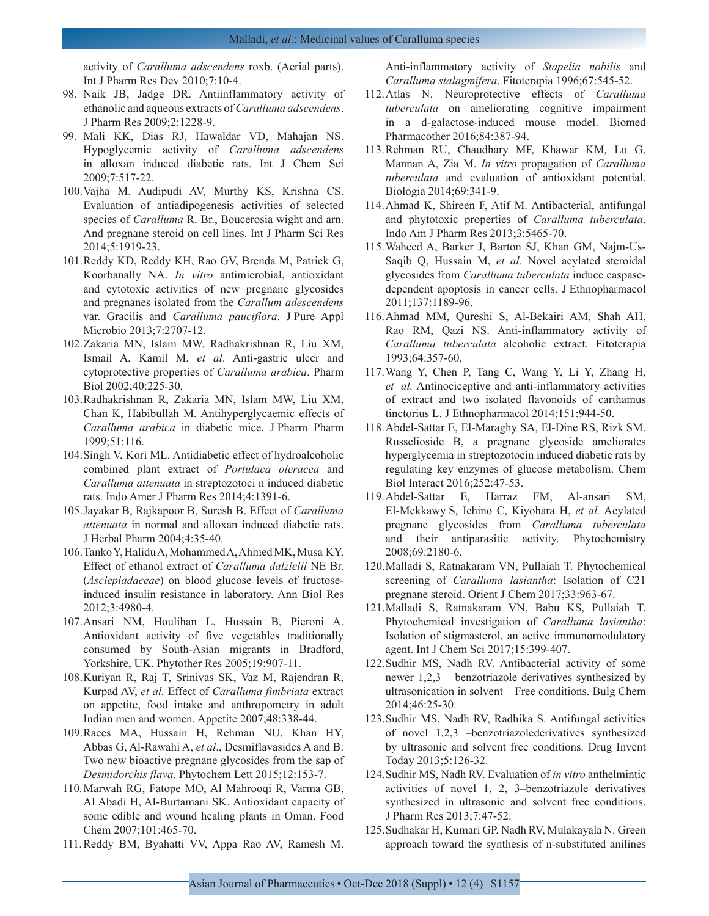activity of *Caralluma adscendens* roxb. (Aerial parts). Int J Pharm Res Dev 2010;7:10-4.

98. Naik JB, Jadge DR. Antiinflammatory activity of ethanolic and aqueous extracts of *Caralluma adscendens*. J Pharm Res 2009;2:1228-9.
99. Mali KK, Dias RJ, Hawaldar VD, Mahajan NS. Hypoglycemic activity of *Caralluma adscendens* in alloxan induced diabetic rats. Int J Chem Sci 2009;7:517-22.
100. Vajha M. Audipudi AV, Murthy KS, Krishna CS. Evaluation of antiadipogenesis activities of selected species of *Caralluma* R. Br., Boucerosia wight and arn. And pregnane steroid on cell lines. Int J Pharm Sci Res 2014;5:1919-23.
101. Reddy KD, Reddy KH, Rao GV, Brenda M, Patrick G, Koorbanally NA. *In vitro* antimicrobial, antioxidant and cytotoxic activities of new pregnane glycosides and pregnanes isolated from the *Carallum adescendens* var. Gracilis and *Caralluma pauciflora*. J Pure Appl Microbio 2013;7:2707-12.
102. Zakaria MN, Islam MW, Radhakrishnan R, Liu XM, Ismail A, Kamil M, *et al*. Anti-gastric ulcer and cytoprotective properties of *Caralluma arabica*. Pharm Biol 2002;40:225-30.
103. Radhakrishnan R, Zakaria MN, Islam MW, Liu XM, Chan K, Habibullah M. Antihyperglycaemic effects of *Caralluma arabica* in diabetic mice. J Pharm Pharm 1999;51:116.
104. Singh V, Kori ML. Antidiabetic effect of hydroalcoholic combined plant extract of *Portulaca oleracea* and *Caralluma attenuata* in streptozotoci n induced diabetic rats. Indo Amer J Pharm Res 2014;4:1391-6.
105. Jayakar B, Rajkapoor B, Suresh B. Effect of *Caralluma attenuata* in normal and alloxan induced diabetic rats. J Herbal Pharm 2004;4:35-40.
106. Tanko Y, Halidu A, Mohammed A, Ahmed MK, Musa KY. Effect of ethanol extract of *Caralluma dalzielii* NE Br. (*Asclepiadaceae*) on blood glucose levels of fructose-induced insulin resistance in laboratory. Ann Biol Res 2012;3:4980-4.
107. Ansari NM, Houlihan L, Hussain B, Pieroni A. Antioxidant activity of five vegetables traditionally consumed by South-Asian migrants in Bradford, Yorkshire, UK. Phytother Res 2005;19:907-11.
108. Kuriyan R, Raj T, Srinivas SK, Vaz M, Rajendran R, Kurpad AV, *et al.* Effect of *Caralluma fimbriata* extract on appetite, food intake and anthropometry in adult Indian men and women. Appetite 2007;48:338-44.
109. Raees MA, Hussain H, Rehman NU, Khan HY, Abbas G, Al-Rawahi A, *et al*., Desmiflavasides A and B: Two new bioactive pregnane glycosides from the sap of *Desmidorchis flava*. Phytochem Lett 2015;12:153-7.
110. Marwah RG, Fatope MO, Al Mahrooqi R, Varma GB, Al Abadi H, Al-Burtamani SK. Antioxidant capacity of some edible and wound healing plants in Oman. Food Chem 2007;101:465-70.
111. Reddy BM, Byahatti VV, Appa Rao AV, Ramesh M. Anti-inflammatory activity of *Stapelia nobilis* and *Caralluma stalagmifera*. Fitoterapia 1996;67:545-52.
112. Atlas N. Neuroprotective effects of *Caralluma tuberculata* on ameliorating cognitive impairment in a d-galactose-induced mouse model. Biomed Pharmacother 2016;84:387-94.
113. Rehman RU, Chaudhary MF, Khawar KM, Lu G, Mannan A, Zia M. *In vitro* propagation of *Caralluma tuberculata* and evaluation of antioxidant potential. Biologia 2014;69:341-9.
114. Ahmad K, Shireen F, Atif M. Antibacterial, antifungal and phytotoxic properties of *Caralluma tuberculata*. Indo Am J Pharm Res 2013;3:5465-70.
115. Waheed A, Barker J, Barton SJ, Khan GM, Najm-Us-Saqib Q, Hussain M, *et al.* Novel acylated steroidal glycosides from *Caralluma tuberculata* induce caspase-dependent apoptosis in cancer cells. J Ethnopharmacol 2011;137:1189-96.
116. Ahmad MM, Qureshi S, Al-Bekairi AM, Shah AH, Rao RM, Qazi NS. Anti-inflammatory activity of *Caralluma tuberculata* alcoholic extract. Fitoterapia 1993;64:357-60.
117. Wang Y, Chen P, Tang C, Wang Y, Li Y, Zhang H, *et al.* Antinociceptive and anti-inflammatory activities of extract and two isolated flavonoids of carthamus tinctorius L. J Ethnopharmacol 2014;151:944-50.
118. Abdel-Sattar E, El-Maraghy SA, El-Dine RS, Rizk SM. Russelioside B, a pregnane glycoside ameliorates hyperglycemia in streptozotocin induced diabetic rats by regulating key enzymes of glucose metabolism. Chem Biol Interact 2016;252:47-53.
119. Abdel-Sattar E, Harraz FM, Al-ansari SM, El-Mekkawy S, Ichino C, Kiyohara H, *et al.* Acylated pregnane glycosides from *Caralluma tuberculata* and their antiparasitic activity. Phytochemistry 2008;69:2180-6.
120. Malladi S, Ratnakaram VN, Pullaiah T. Phytochemical screening of *Caralluma lasiantha*: Isolation of C21 pregnane steroid. Orient J Chem 2017;33:963-67.
121. Malladi S, Ratnakaram VN, Babu KS, Pullaiah T. Phytochemical investigation of *Caralluma lasiantha*: Isolation of stigmasterol, an active immunomodulatory agent. Int J Chem Sci 2017;15:399-407.
122. Sudhir MS, Nadh RV. Antibacterial activity of some newer 1,2,3 – benzotriazole derivatives synthesized by ultrasonication in solvent – Free conditions. Bulg Chem 2014;46:25-30.
123. Sudhir MS, Nadh RV, Radhika S. Antifungal activities of novel 1,2,3 –benzotriazolederivatives synthesized by ultrasonic and solvent free conditions. Drug Invent Today 2013;5:126-32.
124. Sudhir MS, Nadh RV. Evaluation of *in vitro* anthelmintic activities of novel 1, 2, 3–benzotriazole derivatives synthesized in ultrasonic and solvent free conditions. J Pharm Res 2013;7:47-52.
125. Sudhakar H, Kumari GP, Nadh RV, Mulakayala N. Green approach toward the synthesis of n-substituted anilines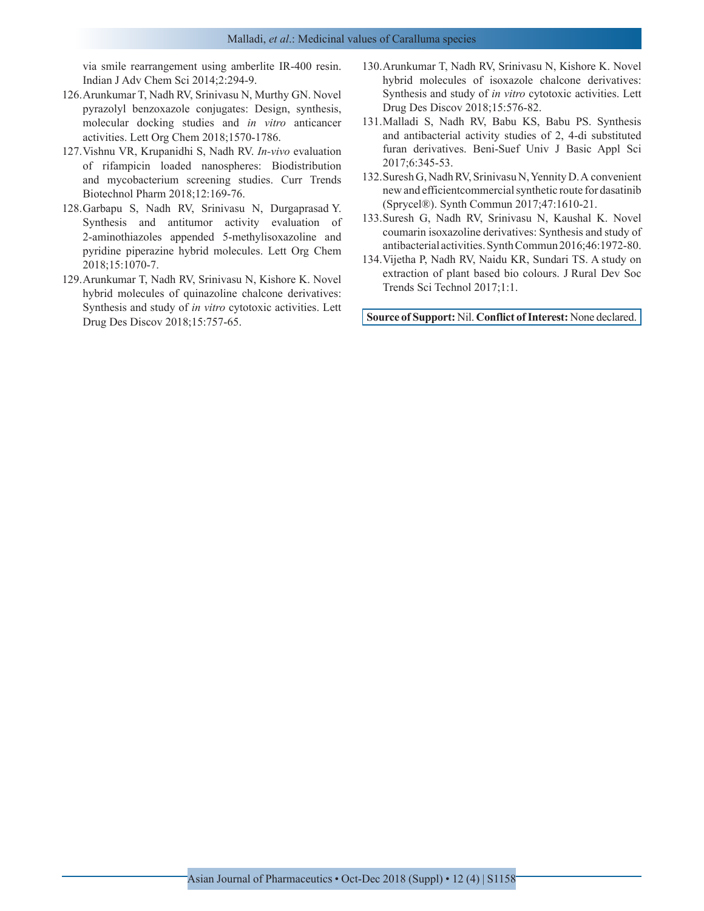via smile rearrangement using amberlite IR-400 resin. Indian J Adv Chem Sci 2014;2:294-9.

126. Arunkumar T, Nadh RV, Srinivasu N, Murthy GN. Novel pyrazolyl benzoxazole conjugates: Design, synthesis, molecular docking studies and *in vitro* anticancer activities. Lett Org Chem 2018;1570-1786.
127. Vishnu VR, Krupanidhi S, Nadh RV. *In-vivo* evaluation of rifampicin loaded nanospheres: Biodistribution and mycobacterium screening studies. Curr Trends Biotechnol Pharm 2018;12:169-76.
128. Garbapu S, Nadh RV, Srinivasu N, Durgaprasad Y. Synthesis and antitumor activity evaluation of 2-aminothiazoles appended 5-methylisoxazoline and pyridine piperazine hybrid molecules. Lett Org Chem 2018;15:1070-7.
129. Arunkumar T, Nadh RV, Srinivasu N, Kishore K. Novel hybrid molecules of quinazoline chalcone derivatives: Synthesis and study of *in vitro* cytotoxic activities. Lett Drug Des Discov 2018;15:757-65.
130. Arunkumar T, Nadh RV, Srinivasu N, Kishore K. Novel hybrid molecules of isoxazole chalcone derivatives: Synthesis and study of *in vitro* cytotoxic activities. Lett Drug Des Discov 2018;15:576-82.
131. Malladi S, Nadh RV, Babu KS, Babu PS. Synthesis and antibacterial activity studies of 2, 4-di substituted furan derivatives. Beni-Suef Univ J Basic Appl Sci 2017;6:345-53.
132. Suresh G, Nadh RV, Srinivasu N, Yennity D. A convenient new and efficientcommercial synthetic route for dasatinib (Sprycel®). Synth Commun 2017;47:1610-21.
133. Suresh G, Nadh RV, Srinivasu N, Kaushal K. Novel coumarin isoxazoline derivatives: Synthesis and study of antibacterial activities. Synth Commun 2016;46:1972-80.
134. Vijetha P, Nadh RV, Naidu KR, Sundari TS. A study on extraction of plant based bio colours. J Rural Dev Soc Trends Sci Technol 2017;1:1.

**Source of Support:** Nil. **Conflict of Interest:** None declared.